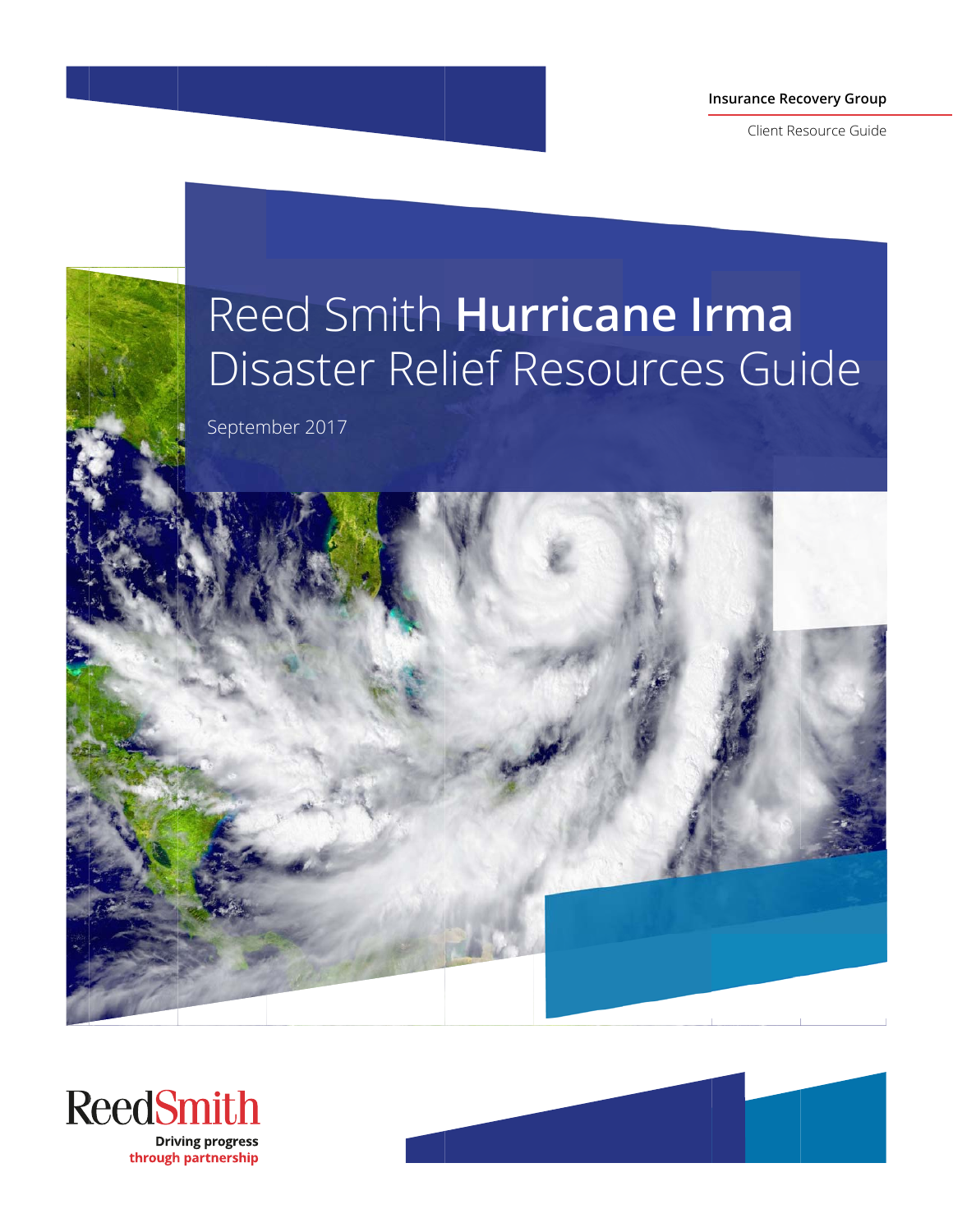**Insurance Recovery Group**

Client Resource Guide

# Reed Smith **Hurricane Irma** Disaster Relief Resources Guide

September 2017

ReedSmith

Driving progress through partnership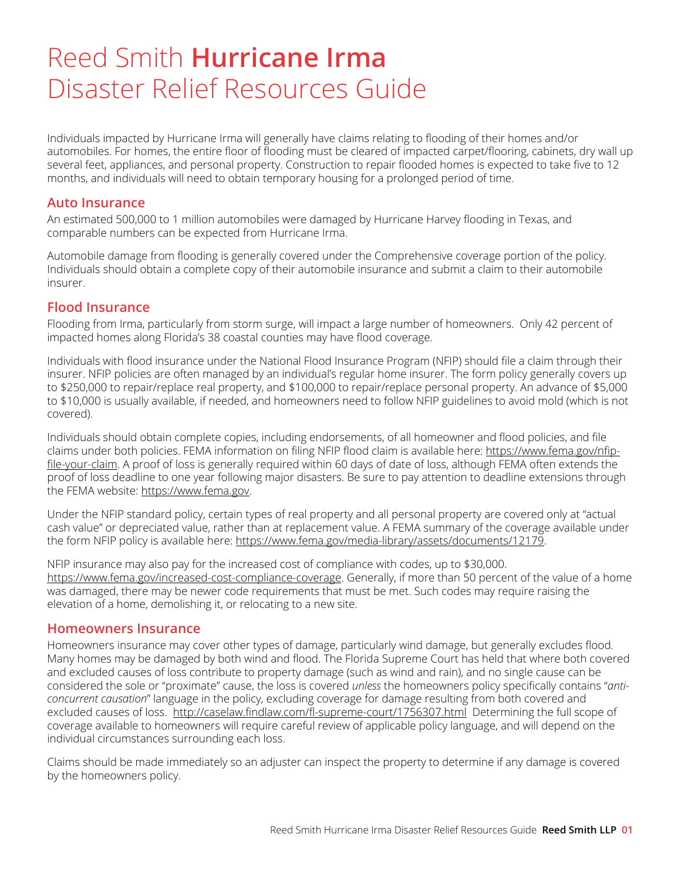# Reed Smith **Hurricane Irma** Disaster Relief Resources Guide

Individuals impacted by Hurricane Irma will generally have claims relating to flooding of their homes and/or automobiles. For homes, the entire floor of flooding must be cleared of impacted carpet/flooring, cabinets, dry wall up several feet, appliances, and personal property. Construction to repair flooded homes is expected to take five to 12 months, and individuals will need to obtain temporary housing for a prolonged period of time.

## Auto Insurance

An estimated 500,000 to 1 million automobiles were damaged by Hurricane Harvey flooding in Texas, and comparable numbers can be expected from Hurricane Irma.

Automobile damage from flooding is generally covered under the Comprehensive coverage portion of the policy. Individuals should obtain a complete copy of their automobile insurance and submit a claim to their automobile insurer.

## Flood Insurance

Flooding from Irma, particularly from storm surge, will impact a large number of homeowners. Only 42 percent of impacted homes along Florida's 38 coastal counties may have flood coverage.

Individuals with flood insurance under the National Flood Insurance Program (NFIP) should file a claim through their insurer. NFIP policies are often managed by an individual's regular home insurer. The form policy generally covers up to $250,000 to repair/replace real property, and $100,000 to repair/replace personal property. An advance of $5,000 to $10,000 is usually available, if needed, and homeowners need to follow NFIP guidelines to avoid mold (which is not covered).

Individuals should obtain complete copies, including endorsements, of all homeowner and flood policies, and file claims under both policies. FEMA information on filing NFIP flood claim is available here: https://www.fema.gov/nfip-file-your-claim. A proof of loss is generally required within 60 days of date of loss, although FEMA often extends the proof of loss deadline to one year following major disasters. Be sure to pay attention to deadline extensions through the FEMA website: https://www.fema.gov.

Under the NFIP standard policy, certain types of real property and all personal property are covered only at "actual cash value" or depreciated value, rather than at replacement value. A FEMA summary of the coverage available under the form NFIP policy is available here: https://www.fema.gov/media-library/assets/documents/12179.

NFIP insurance may also pay for the increased cost of compliance with codes, up to $30,000. https://www.fema.gov/increased-cost-compliance-coverage. Generally, if more than 50 percent of the value of a home was damaged, there may be newer code requirements that must be met. Such codes may require raising the elevation of a home, demolishing it, or relocating to a new site.

## Homeowners Insurance

Homeowners insurance may cover other types of damage, particularly wind damage, but generally excludes flood. Many homes may be damaged by both wind and flood. The Florida Supreme Court has held that where both covered and excluded causes of loss contribute to property damage (such as wind and rain), and no single cause can be considered the sole or "proximate" cause, the loss is covered *unless* the homeowners policy specifically contains "*anti-concurrent causation*" language in the policy, excluding coverage for damage resulting from both covered and excluded causes of loss. http://caselaw.findlaw.com/fl-supreme-court/1756307.html Determining the full scope of coverage available to homeowners will require careful review of applicable policy language, and will depend on the individual circumstances surrounding each loss.

Claims should be made immediately so an adjuster can inspect the property to determine if any damage is covered by the homeowners policy.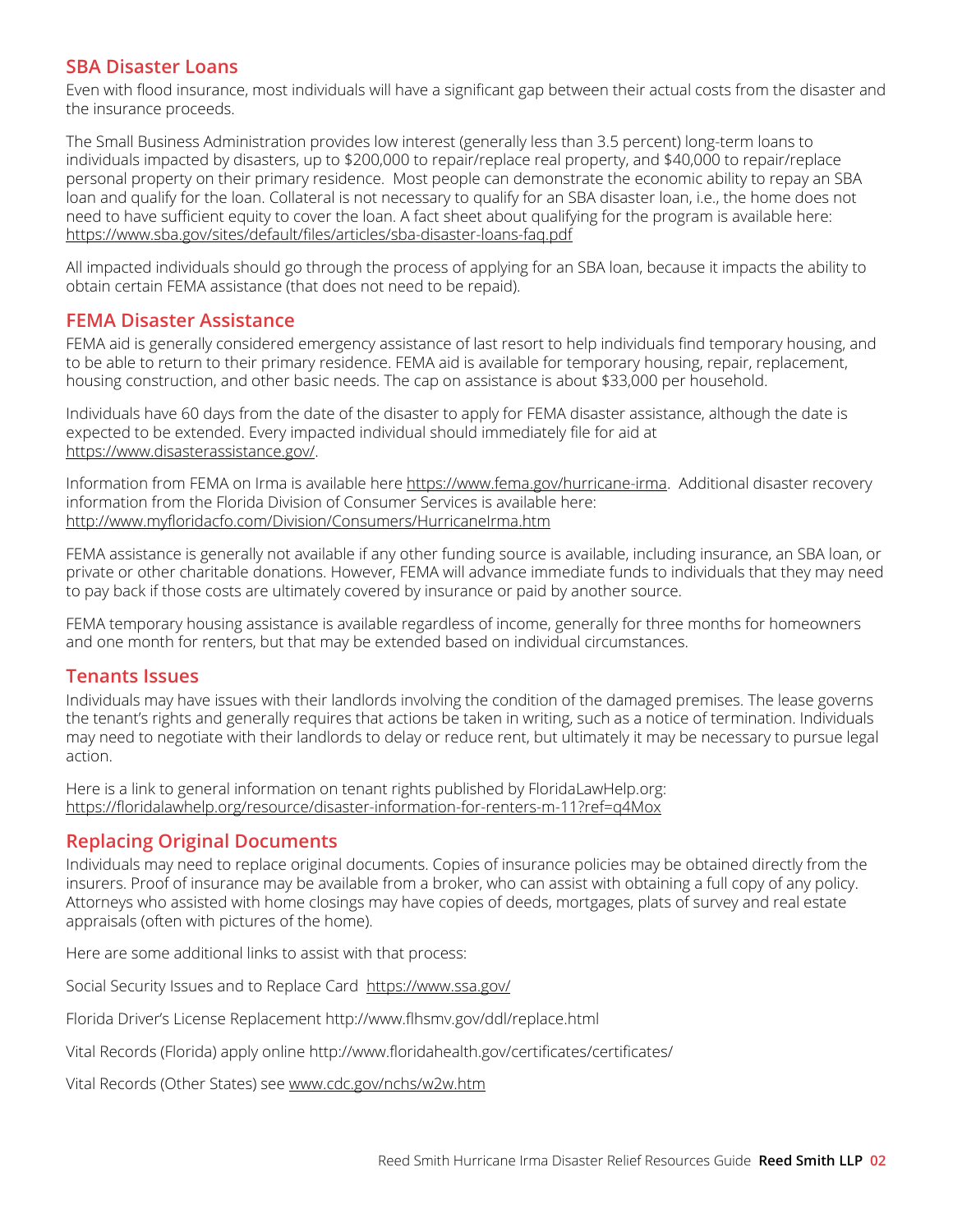## SBA Disaster Loans

Even with flood insurance, most individuals will have a significant gap between their actual costs from the disaster and the insurance proceeds.

The Small Business Administration provides low interest (generally less than 3.5 percent) long-term loans to individuals impacted by disasters, up to $200,000 to repair/replace real property, and $40,000 to repair/replace personal property on their primary residence. Most people can demonstrate the economic ability to repay an SBA loan and qualify for the loan. Collateral is not necessary to qualify for an SBA disaster loan, i.e., the home does not need to have sufficient equity to cover the loan. A fact sheet about qualifying for the program is available here: https://www.sba.gov/sites/default/files/articles/sba-disaster-loans-faq.pdf

All impacted individuals should go through the process of applying for an SBA loan, because it impacts the ability to obtain certain FEMA assistance (that does not need to be repaid).

## FEMA Disaster Assistance

FEMA aid is generally considered emergency assistance of last resort to help individuals find temporary housing, and to be able to return to their primary residence. FEMA aid is available for temporary housing, repair, replacement, housing construction, and other basic needs. The cap on assistance is about $33,000 per household.

Individuals have 60 days from the date of the disaster to apply for FEMA disaster assistance, although the date is expected to be extended. Every impacted individual should immediately file for aid at https://www.disasterassistance.gov/.

Information from FEMA on Irma is available here https://www.fema.gov/hurricane-irma. Additional disaster recovery information from the Florida Division of Consumer Services is available here: http://www.myfloridacfo.com/Division/Consumers/HurricaneIrma.htm

FEMA assistance is generally not available if any other funding source is available, including insurance, an SBA loan, or private or other charitable donations. However, FEMA will advance immediate funds to individuals that they may need to pay back if those costs are ultimately covered by insurance or paid by another source.

FEMA temporary housing assistance is available regardless of income, generally for three months for homeowners and one month for renters, but that may be extended based on individual circumstances.

## Tenants Issues

Individuals may have issues with their landlords involving the condition of the damaged premises. The lease governs the tenant's rights and generally requires that actions be taken in writing, such as a notice of termination. Individuals may need to negotiate with their landlords to delay or reduce rent, but ultimately it may be necessary to pursue legal action.

Here is a link to general information on tenant rights published by FloridaLawHelp.org: https://floridalawhelp.org/resource/disaster-information-for-renters-m-11?ref=q4Mox

## Replacing Original Documents

Individuals may need to replace original documents. Copies of insurance policies may be obtained directly from the insurers. Proof of insurance may be available from a broker, who can assist with obtaining a full copy of any policy. Attorneys who assisted with home closings may have copies of deeds, mortgages, plats of survey and real estate appraisals (often with pictures of the home).

Here are some additional links to assist with that process:

Social Security Issues and to Replace Card https://www.ssa.gov/

Florida Driver's License Replacement http://www.flhsmv.gov/ddl/replace.html

Vital Records (Florida) apply online http://www.floridahealth.gov/certificates/certificates/

Vital Records (Other States) see www.cdc.gov/nchs/w2w.htm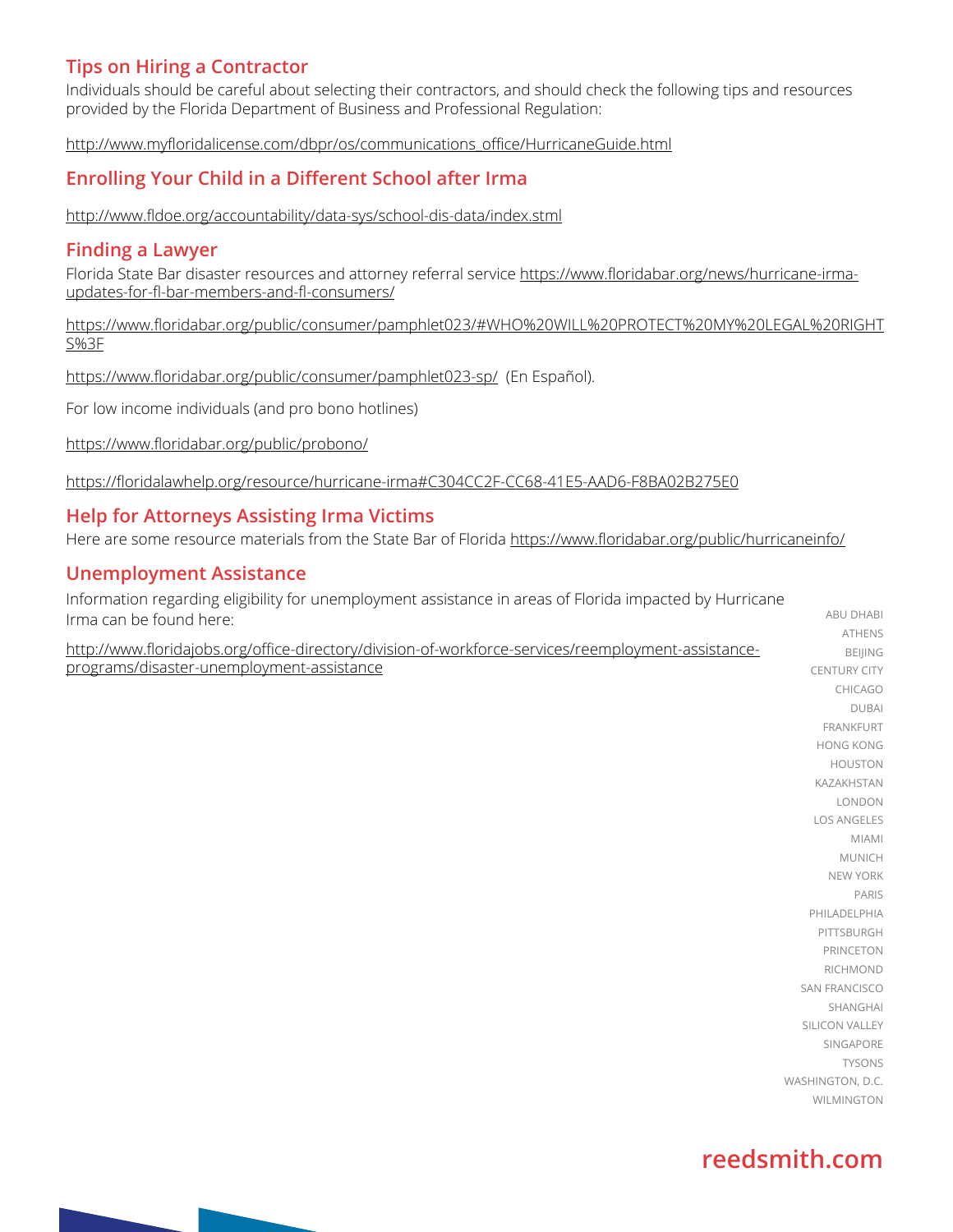## Tips on Hiring a Contractor

Individuals should be careful about selecting their contractors, and should check the following tips and resources provided by the Florida Department of Business and Professional Regulation:

http://www.myfloridalicense.com/dbpr/os/communications_office/HurricaneGuide.html

## Enrolling Your Child in a Different School after Irma

http://www.fldoe.org/accountability/data-sys/school-dis-data/index.stml

## Finding a Lawyer

Florida State Bar disaster resources and attorney referral service https://www.floridabar.org/news/hurricane-irma-updates-for-fl-bar-members-and-fl-consumers/

https://www.floridabar.org/public/consumer/pamphlet023/#WHO%20WILL%20PROTECT%20MY%20LEGAL%20RIGHTS%3F

https://www.floridabar.org/public/consumer/pamphlet023-sp/ (En Español).

For low income individuals (and pro bono hotlines)

https://www.floridabar.org/public/probono/

https://floridalawhelp.org/resource/hurricane-irma#C304CC2F-CC68-41E5-AAD6-F8BA02B275E0

## Help for Attorneys Assisting Irma Victims

Here are some resource materials from the State Bar of Florida https://www.floridabar.org/public/hurricaneinfo/

## Unemployment Assistance

Information regarding eligibility for unemployment assistance in areas of Florida impacted by Hurricane Irma can be found here:

http://www.floridajobs.org/office-directory/division-of-workforce-services/reemployment-assistance-programs/disaster-unemployment-assistance

ABU DHABI
ATHENS
BEIJING
CENTURY CITY
CHICAGO
DUBAI
FRANKFURT
HONG KONG
HOUSTON
KAZAKHSTAN
LONDON
LOS ANGELES
MIAMI
MUNICH
NEW YORK
PARIS
PHILADELPHIA
PITTSBURGH
PRINCETON
RICHMOND
SAN FRANCISCO
SHANGHAI
SILICON VALLEY
SINGAPORE
TYSONS
WASHINGTON, D.C.
WILMINGTON

**reedsmith.com**